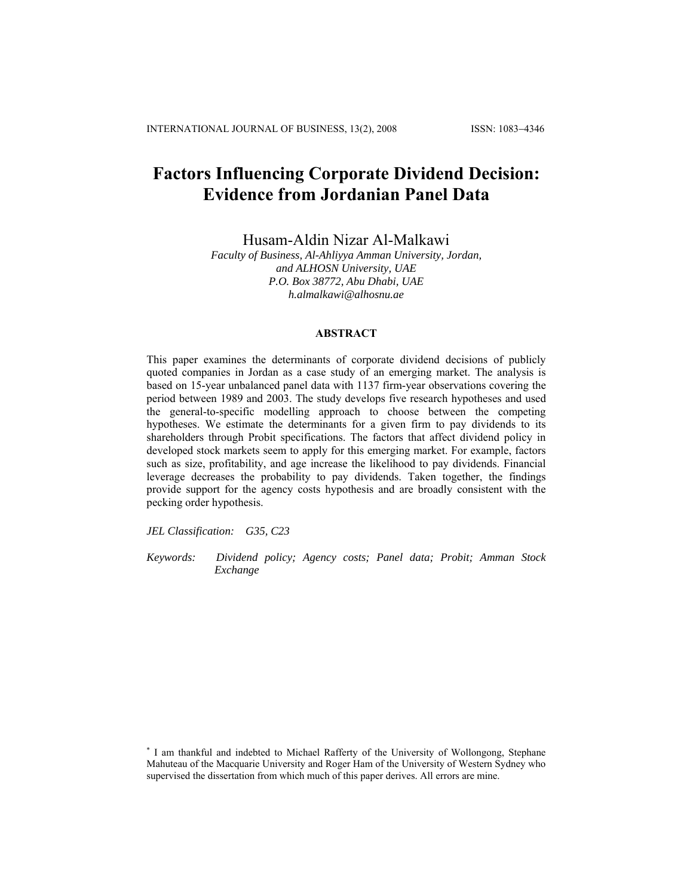# Factors Influencing Corporate Dividend Decision: Evidence from Jordanian Panel Data

Husam-Aldin Nizar Al-Malkawi

*Faculty of Business, Al-Ahliyya Amman University, Jordan,*
*and ALHOSN University, UAE*
*P.O. Box 38772, Abu Dhabi, UAE*
*h.almalkawi@alhosnu.ae*

## ABSTRACT

This paper examines the determinants of corporate dividend decisions of publicly quoted companies in Jordan as a case study of an emerging market. The analysis is based on 15-year unbalanced panel data with 1137 firm-year observations covering the period between 1989 and 2003. The study develops five research hypotheses and used the general-to-specific modelling approach to choose between the competing hypotheses. We estimate the determinants for a given firm to pay dividends to its shareholders through Probit specifications. The factors that affect dividend policy in developed stock markets seem to apply for this emerging market. For example, factors such as size, profitability, and age increase the likelihood to pay dividends. Financial leverage decreases the probability to pay dividends. Taken together, the findings provide support for the agency costs hypothesis and are broadly consistent with the pecking order hypothesis.

*JEL Classification:* G35, C23

*Keywords:* *Dividend policy; Agency costs; Panel data; Probit; Amman Stock Exchange*

[*] I am thankful and indebted to Michael Rafferty of the University of Wollongong, Stephane Mahuteau of the Macquarie University and Roger Ham of the University of Western Sydney who supervised the dissertation from which much of this paper derives. All errors are mine.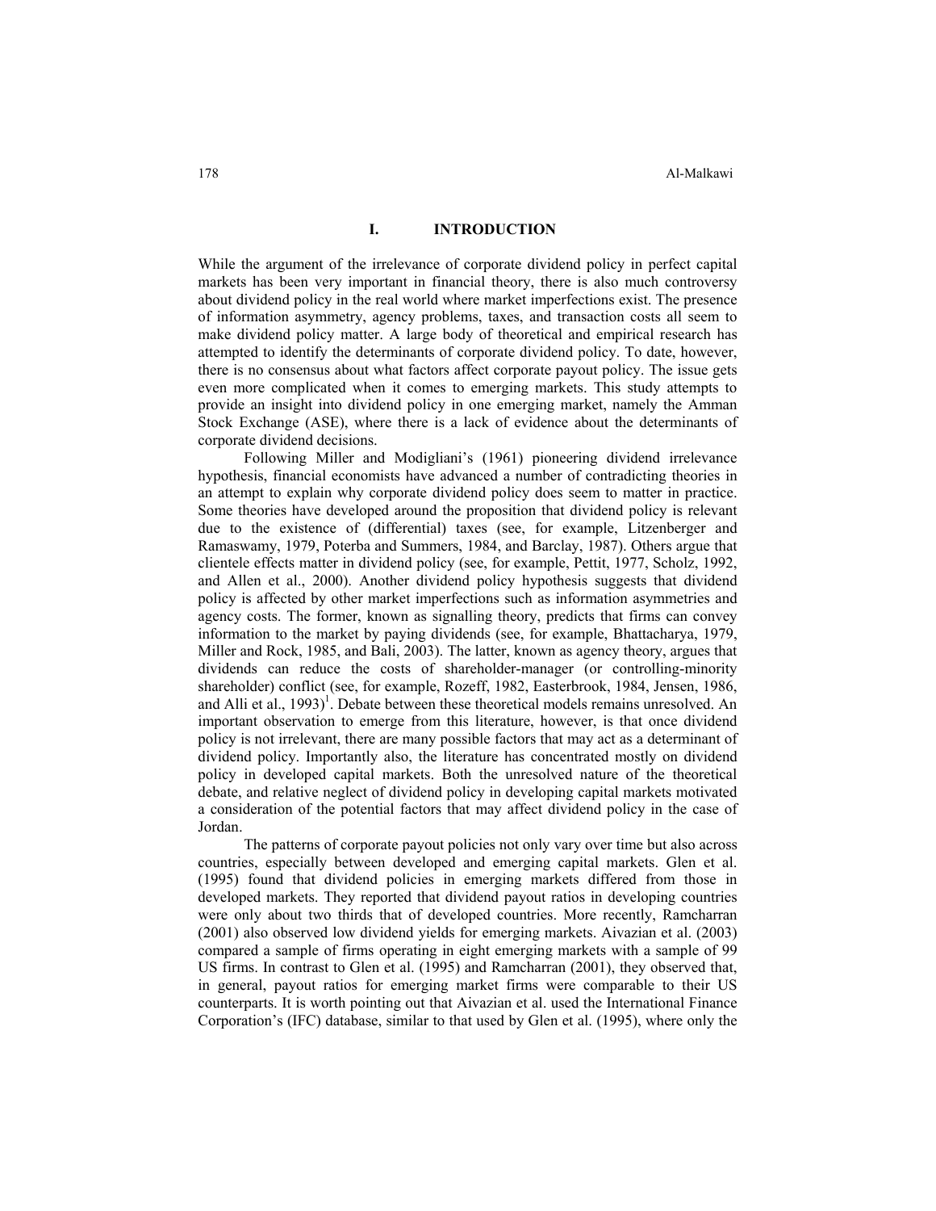## I. INTRODUCTION

While the argument of the irrelevance of corporate dividend policy in perfect capital markets has been very important in financial theory, there is also much controversy about dividend policy in the real world where market imperfections exist. The presence of information asymmetry, agency problems, taxes, and transaction costs all seem to make dividend policy matter. A large body of theoretical and empirical research has attempted to identify the determinants of corporate dividend policy. To date, however, there is no consensus about what factors affect corporate payout policy. The issue gets even more complicated when it comes to emerging markets. This study attempts to provide an insight into dividend policy in one emerging market, namely the Amman Stock Exchange (ASE), where there is a lack of evidence about the determinants of corporate dividend decisions.

Following Miller and Modigliani's (1961) pioneering dividend irrelevance hypothesis, financial economists have advanced a number of contradicting theories in an attempt to explain why corporate dividend policy does seem to matter in practice. Some theories have developed around the proposition that dividend policy is relevant due to the existence of (differential) taxes (see, for example, Litzenberger and Ramaswamy, 1979, Poterba and Summers, 1984, and Barclay, 1987). Others argue that clientele effects matter in dividend policy (see, for example, Pettit, 1977, Scholz, 1992, and Allen et al., 2000). Another dividend policy hypothesis suggests that dividend policy is affected by other market imperfections such as information asymmetries and agency costs. The former, known as signalling theory, predicts that firms can convey information to the market by paying dividends (see, for example, Bhattacharya, 1979, Miller and Rock, 1985, and Bali, 2003). The latter, known as agency theory, argues that dividends can reduce the costs of shareholder-manager (or controlling-minority shareholder) conflict (see, for example, Rozeff, 1982, Easterbrook, 1984, Jensen, 1986, and Alli et al., 1993)[1]. Debate between these theoretical models remains unresolved. An important observation to emerge from this literature, however, is that once dividend policy is not irrelevant, there are many possible factors that may act as a determinant of dividend policy. Importantly also, the literature has concentrated mostly on dividend policy in developed capital markets. Both the unresolved nature of the theoretical debate, and relative neglect of dividend policy in developing capital markets motivated a consideration of the potential factors that may affect dividend policy in the case of Jordan.

The patterns of corporate payout policies not only vary over time but also across countries, especially between developed and emerging capital markets. Glen et al. (1995) found that dividend policies in emerging markets differed from those in developed markets. They reported that dividend payout ratios in developing countries were only about two thirds that of developed countries. More recently, Ramcharran (2001) also observed low dividend yields for emerging markets. Aivazian et al. (2003) compared a sample of firms operating in eight emerging markets with a sample of 99 US firms. In contrast to Glen et al. (1995) and Ramcharran (2001), they observed that, in general, payout ratios for emerging market firms were comparable to their US counterparts. It is worth pointing out that Aivazian et al. used the International Finance Corporation's (IFC) database, similar to that used by Glen et al. (1995), where only the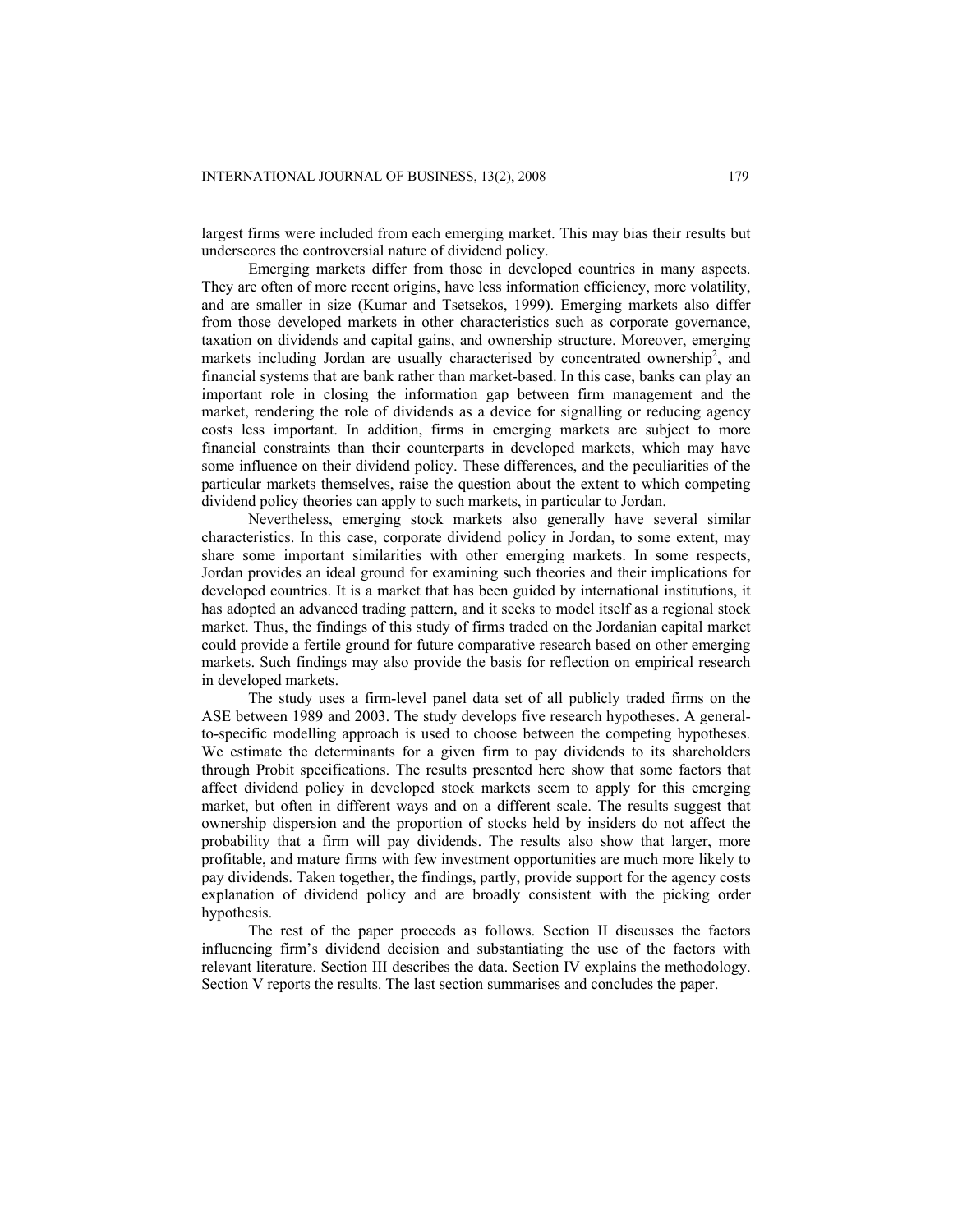largest firms were included from each emerging market. This may bias their results but underscores the controversial nature of dividend policy.

Emerging markets differ from those in developed countries in many aspects. They are often of more recent origins, have less information efficiency, more volatility, and are smaller in size (Kumar and Tsetsekos, 1999). Emerging markets also differ from those developed markets in other characteristics such as corporate governance, taxation on dividends and capital gains, and ownership structure. Moreover, emerging markets including Jordan are usually characterised by concentrated ownership[2], and financial systems that are bank rather than market-based. In this case, banks can play an important role in closing the information gap between firm management and the market, rendering the role of dividends as a device for signalling or reducing agency costs less important. In addition, firms in emerging markets are subject to more financial constraints than their counterparts in developed markets, which may have some influence on their dividend policy. These differences, and the peculiarities of the particular markets themselves, raise the question about the extent to which competing dividend policy theories can apply to such markets, in particular to Jordan.

Nevertheless, emerging stock markets also generally have several similar characteristics. In this case, corporate dividend policy in Jordan, to some extent, may share some important similarities with other emerging markets. In some respects, Jordan provides an ideal ground for examining such theories and their implications for developed countries. It is a market that has been guided by international institutions, it has adopted an advanced trading pattern, and it seeks to model itself as a regional stock market. Thus, the findings of this study of firms traded on the Jordanian capital market could provide a fertile ground for future comparative research based on other emerging markets. Such findings may also provide the basis for reflection on empirical research in developed markets.

The study uses a firm-level panel data set of all publicly traded firms on the ASE between 1989 and 2003. The study develops five research hypotheses. A general-to-specific modelling approach is used to choose between the competing hypotheses. We estimate the determinants for a given firm to pay dividends to its shareholders through Probit specifications. The results presented here show that some factors that affect dividend policy in developed stock markets seem to apply for this emerging market, but often in different ways and on a different scale. The results suggest that ownership dispersion and the proportion of stocks held by insiders do not affect the probability that a firm will pay dividends. The results also show that larger, more profitable, and mature firms with few investment opportunities are much more likely to pay dividends. Taken together, the findings, partly, provide support for the agency costs explanation of dividend policy and are broadly consistent with the picking order hypothesis.

The rest of the paper proceeds as follows. Section II discusses the factors influencing firm's dividend decision and substantiating the use of the factors with relevant literature. Section III describes the data. Section IV explains the methodology. Section V reports the results. The last section summarises and concludes the paper.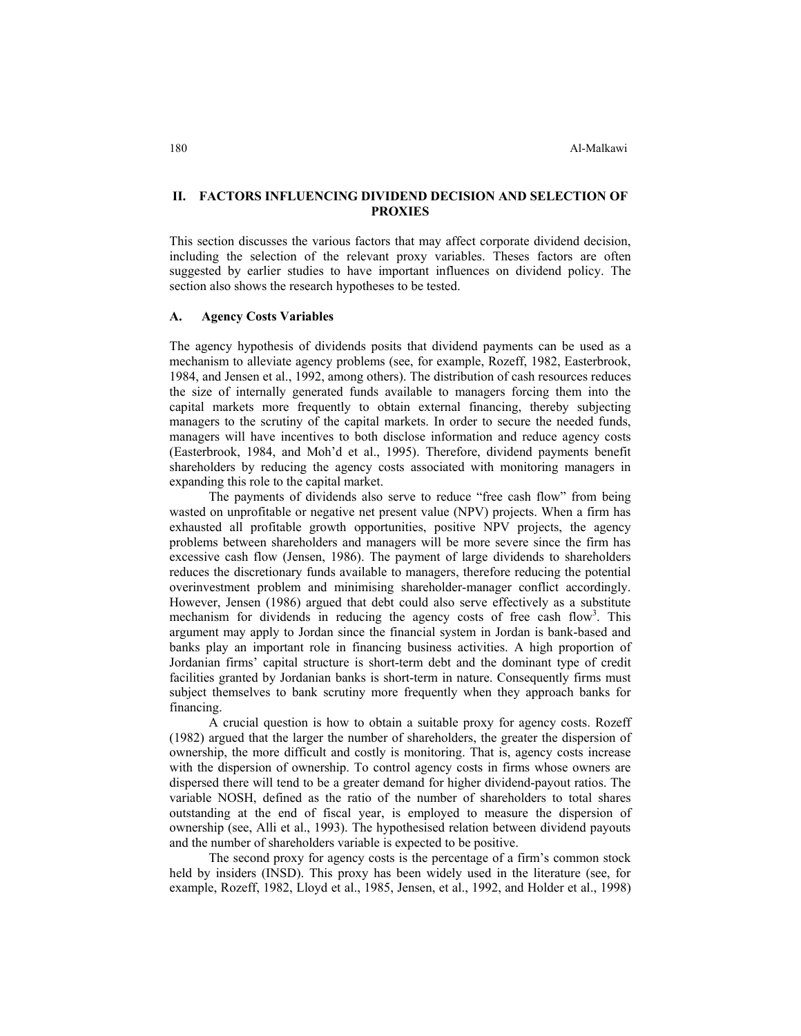## II. FACTORS INFLUENCING DIVIDEND DECISION AND SELECTION OF PROXIES

This section discusses the various factors that may affect corporate dividend decision, including the selection of the relevant proxy variables. Theses factors are often suggested by earlier studies to have important influences on dividend policy. The section also shows the research hypotheses to be tested.

### A. Agency Costs Variables

The agency hypothesis of dividends posits that dividend payments can be used as a mechanism to alleviate agency problems (see, for example, Rozeff, 1982, Easterbrook, 1984, and Jensen et al., 1992, among others). The distribution of cash resources reduces the size of internally generated funds available to managers forcing them into the capital markets more frequently to obtain external financing, thereby subjecting managers to the scrutiny of the capital markets. In order to secure the needed funds, managers will have incentives to both disclose information and reduce agency costs (Easterbrook, 1984, and Moh'd et al., 1995). Therefore, dividend payments benefit shareholders by reducing the agency costs associated with monitoring managers in expanding this role to the capital market.

The payments of dividends also serve to reduce "free cash flow" from being wasted on unprofitable or negative net present value (NPV) projects. When a firm has exhausted all profitable growth opportunities, positive NPV projects, the agency problems between shareholders and managers will be more severe since the firm has excessive cash flow (Jensen, 1986). The payment of large dividends to shareholders reduces the discretionary funds available to managers, therefore reducing the potential overinvestment problem and minimising shareholder-manager conflict accordingly. However, Jensen (1986) argued that debt could also serve effectively as a substitute mechanism for dividends in reducing the agency costs of free cash flow[3]. This argument may apply to Jordan since the financial system in Jordan is bank-based and banks play an important role in financing business activities. A high proportion of Jordanian firms' capital structure is short-term debt and the dominant type of credit facilities granted by Jordanian banks is short-term in nature. Consequently firms must subject themselves to bank scrutiny more frequently when they approach banks for financing.

A crucial question is how to obtain a suitable proxy for agency costs. Rozeff (1982) argued that the larger the number of shareholders, the greater the dispersion of ownership, the more difficult and costly is monitoring. That is, agency costs increase with the dispersion of ownership. To control agency costs in firms whose owners are dispersed there will tend to be a greater demand for higher dividend-payout ratios. The variable NOSH, defined as the ratio of the number of shareholders to total shares outstanding at the end of fiscal year, is employed to measure the dispersion of ownership (see, Alli et al., 1993). The hypothesised relation between dividend payouts and the number of shareholders variable is expected to be positive.

The second proxy for agency costs is the percentage of a firm's common stock held by insiders (INSD). This proxy has been widely used in the literature (see, for example, Rozeff, 1982, Lloyd et al., 1985, Jensen, et al., 1992, and Holder et al., 1998)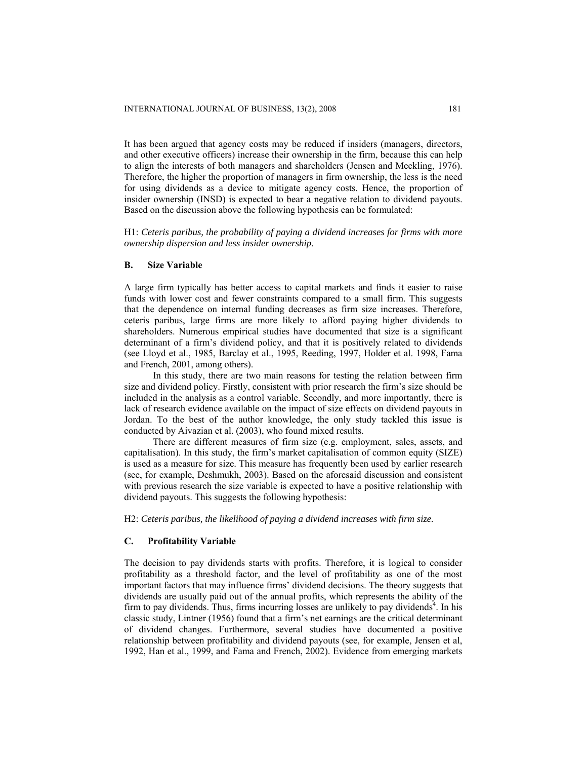It has been argued that agency costs may be reduced if insiders (managers, directors, and other executive officers) increase their ownership in the firm, because this can help to align the interests of both managers and shareholders (Jensen and Meckling, 1976). Therefore, the higher the proportion of managers in firm ownership, the less is the need for using dividends as a device to mitigate agency costs. Hence, the proportion of insider ownership (INSD) is expected to bear a negative relation to dividend payouts. Based on the discussion above the following hypothesis can be formulated:

H1: *Ceteris paribus, the probability of paying a dividend increases for firms with more ownership dispersion and less insider ownership*.

### B. Size Variable

A large firm typically has better access to capital markets and finds it easier to raise funds with lower cost and fewer constraints compared to a small firm. This suggests that the dependence on internal funding decreases as firm size increases. Therefore, ceteris paribus, large firms are more likely to afford paying higher dividends to shareholders. Numerous empirical studies have documented that size is a significant determinant of a firm's dividend policy, and that it is positively related to dividends (see Lloyd et al., 1985, Barclay et al., 1995, Reeding, 1997, Holder et al. 1998, Fama and French, 2001, among others).

In this study, there are two main reasons for testing the relation between firm size and dividend policy. Firstly, consistent with prior research the firm's size should be included in the analysis as a control variable. Secondly, and more importantly, there is lack of research evidence available on the impact of size effects on dividend payouts in Jordan. To the best of the author knowledge, the only study tackled this issue is conducted by Aivazian et al. (2003), who found mixed results.

There are different measures of firm size (e.g. employment, sales, assets, and capitalisation). In this study, the firm's market capitalisation of common equity (SIZE) is used as a measure for size. This measure has frequently been used by earlier research (see, for example, Deshmukh, 2003). Based on the aforesaid discussion and consistent with previous research the size variable is expected to have a positive relationship with dividend payouts. This suggests the following hypothesis:

H2: *Ceteris paribus, the likelihood of paying a dividend increases with firm size.*

### C. Profitability Variable

The decision to pay dividends starts with profits. Therefore, it is logical to consider profitability as a threshold factor, and the level of profitability as one of the most important factors that may influence firms' dividend decisions. The theory suggests that dividends are usually paid out of the annual profits, which represents the ability of the firm to pay dividends. Thus, firms incurring losses are unlikely to pay dividends[4]. In his classic study, Lintner (1956) found that a firm's net earnings are the critical determinant of dividend changes. Furthermore, several studies have documented a positive relationship between profitability and dividend payouts (see, for example, Jensen et al, 1992, Han et al., 1999, and Fama and French, 2002). Evidence from emerging markets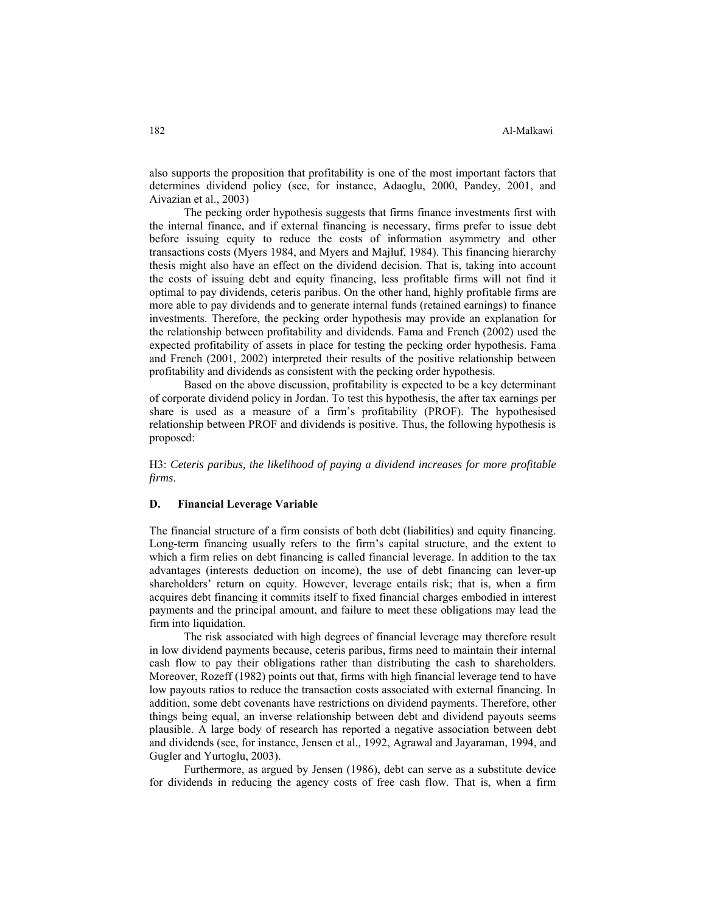also supports the proposition that profitability is one of the most important factors that determines dividend policy (see, for instance, Adaoglu, 2000, Pandey, 2001, and Aivazian et al., 2003)

The pecking order hypothesis suggests that firms finance investments first with the internal finance, and if external financing is necessary, firms prefer to issue debt before issuing equity to reduce the costs of information asymmetry and other transactions costs (Myers 1984, and Myers and Majluf, 1984). This financing hierarchy thesis might also have an effect on the dividend decision. That is, taking into account the costs of issuing debt and equity financing, less profitable firms will not find it optimal to pay dividends, ceteris paribus. On the other hand, highly profitable firms are more able to pay dividends and to generate internal funds (retained earnings) to finance investments. Therefore, the pecking order hypothesis may provide an explanation for the relationship between profitability and dividends. Fama and French (2002) used the expected profitability of assets in place for testing the pecking order hypothesis. Fama and French (2001, 2002) interpreted their results of the positive relationship between profitability and dividends as consistent with the pecking order hypothesis.

Based on the above discussion, profitability is expected to be a key determinant of corporate dividend policy in Jordan. To test this hypothesis, the after tax earnings per share is used as a measure of a firm's profitability (PROF). The hypothesised relationship between PROF and dividends is positive. Thus, the following hypothesis is proposed:

H3: *Ceteris paribus, the likelihood of paying a dividend increases for more profitable firms.*

### D. Financial Leverage Variable

The financial structure of a firm consists of both debt (liabilities) and equity financing. Long-term financing usually refers to the firm's capital structure, and the extent to which a firm relies on debt financing is called financial leverage. In addition to the tax advantages (interests deduction on income), the use of debt financing can lever-up shareholders' return on equity. However, leverage entails risk; that is, when a firm acquires debt financing it commits itself to fixed financial charges embodied in interest payments and the principal amount, and failure to meet these obligations may lead the firm into liquidation.

The risk associated with high degrees of financial leverage may therefore result in low dividend payments because, ceteris paribus, firms need to maintain their internal cash flow to pay their obligations rather than distributing the cash to shareholders. Moreover, Rozeff (1982) points out that, firms with high financial leverage tend to have low payouts ratios to reduce the transaction costs associated with external financing. In addition, some debt covenants have restrictions on dividend payments. Therefore, other things being equal, an inverse relationship between debt and dividend payouts seems plausible. A large body of research has reported a negative association between debt and dividends (see, for instance, Jensen et al., 1992, Agrawal and Jayaraman, 1994, and Gugler and Yurtoglu, 2003).

Furthermore, as argued by Jensen (1986), debt can serve as a substitute device for dividends in reducing the agency costs of free cash flow. That is, when a firm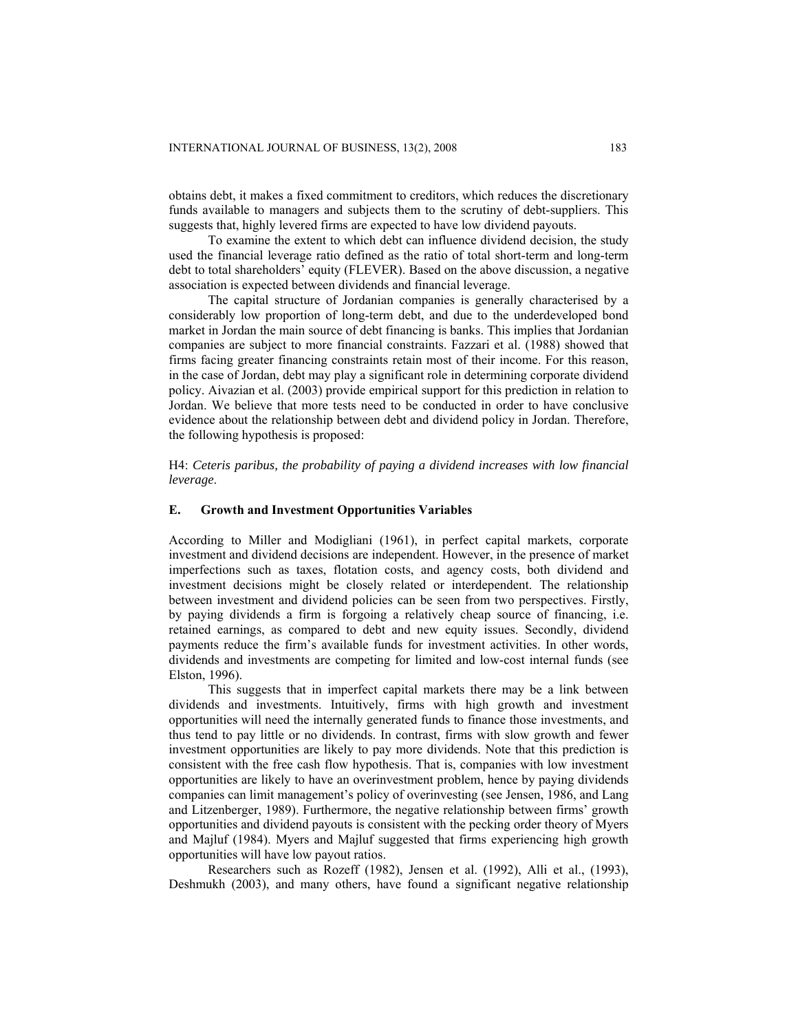obtains debt, it makes a fixed commitment to creditors, which reduces the discretionary funds available to managers and subjects them to the scrutiny of debt-suppliers. This suggests that, highly levered firms are expected to have low dividend payouts.

To examine the extent to which debt can influence dividend decision, the study used the financial leverage ratio defined as the ratio of total short-term and long-term debt to total shareholders' equity (FLEVER). Based on the above discussion, a negative association is expected between dividends and financial leverage.

The capital structure of Jordanian companies is generally characterised by a considerably low proportion of long-term debt, and due to the underdeveloped bond market in Jordan the main source of debt financing is banks. This implies that Jordanian companies are subject to more financial constraints. Fazzari et al. (1988) showed that firms facing greater financing constraints retain most of their income. For this reason, in the case of Jordan, debt may play a significant role in determining corporate dividend policy. Aivazian et al. (2003) provide empirical support for this prediction in relation to Jordan. We believe that more tests need to be conducted in order to have conclusive evidence about the relationship between debt and dividend policy in Jordan. Therefore, the following hypothesis is proposed:

H4: *Ceteris paribus, the probability of paying a dividend increases with low financial leverage*.

### E. Growth and Investment Opportunities Variables

According to Miller and Modigliani (1961), in perfect capital markets, corporate investment and dividend decisions are independent. However, in the presence of market imperfections such as taxes, flotation costs, and agency costs, both dividend and investment decisions might be closely related or interdependent. The relationship between investment and dividend policies can be seen from two perspectives. Firstly, by paying dividends a firm is forgoing a relatively cheap source of financing, i.e. retained earnings, as compared to debt and new equity issues. Secondly, dividend payments reduce the firm's available funds for investment activities. In other words, dividends and investments are competing for limited and low-cost internal funds (see Elston, 1996).

This suggests that in imperfect capital markets there may be a link between dividends and investments. Intuitively, firms with high growth and investment opportunities will need the internally generated funds to finance those investments, and thus tend to pay little or no dividends. In contrast, firms with slow growth and fewer investment opportunities are likely to pay more dividends. Note that this prediction is consistent with the free cash flow hypothesis. That is, companies with low investment opportunities are likely to have an overinvestment problem, hence by paying dividends companies can limit management's policy of overinvesting (see Jensen, 1986, and Lang and Litzenberger, 1989). Furthermore, the negative relationship between firms' growth opportunities and dividend payouts is consistent with the pecking order theory of Myers and Majluf (1984). Myers and Majluf suggested that firms experiencing high growth opportunities will have low payout ratios.

Researchers such as Rozeff (1982), Jensen et al. (1992), Alli et al., (1993), Deshmukh (2003), and many others, have found a significant negative relationship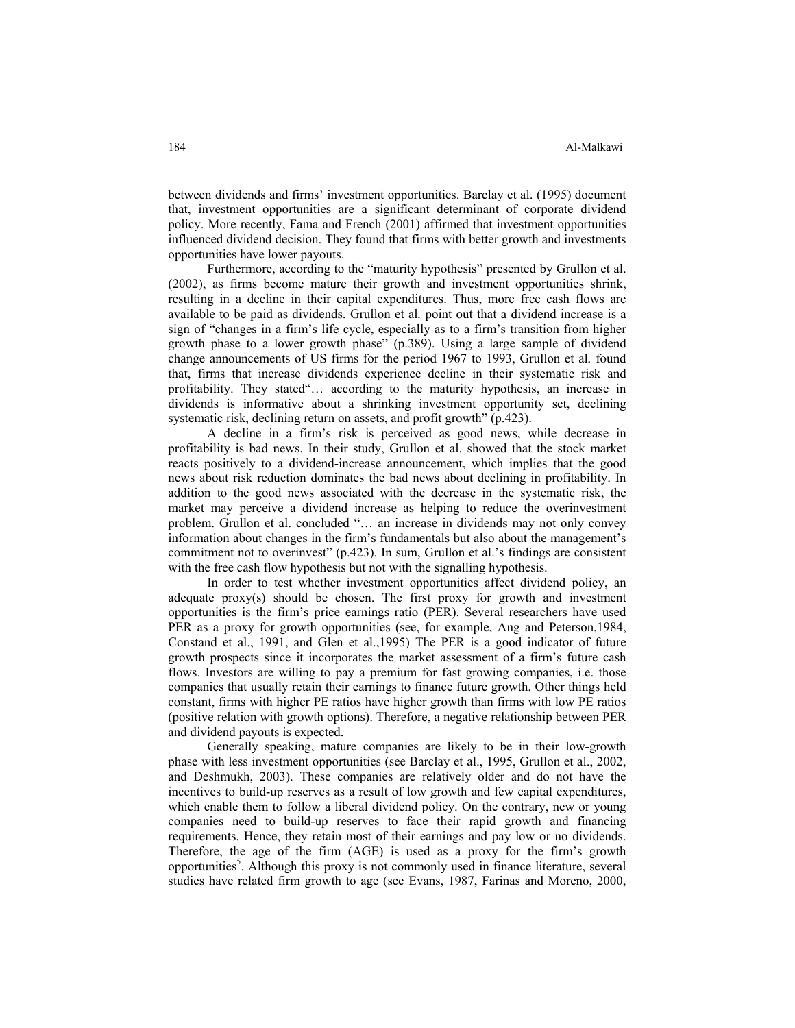between dividends and firms' investment opportunities. Barclay et al. (1995) document that, investment opportunities are a significant determinant of corporate dividend policy. More recently, Fama and French (2001) affirmed that investment opportunities influenced dividend decision. They found that firms with better growth and investments opportunities have lower payouts.

Furthermore, according to the "maturity hypothesis" presented by Grullon et al. (2002), as firms become mature their growth and investment opportunities shrink, resulting in a decline in their capital expenditures. Thus, more free cash flows are available to be paid as dividends. Grullon et al. point out that a dividend increase is a sign of "changes in a firm's life cycle, especially as to a firm's transition from higher growth phase to a lower growth phase" (p.389). Using a large sample of dividend change announcements of US firms for the period 1967 to 1993, Grullon et al. found that, firms that increase dividends experience decline in their systematic risk and profitability. They stated"… according to the maturity hypothesis, an increase in dividends is informative about a shrinking investment opportunity set, declining systematic risk, declining return on assets, and profit growth" (p.423).

A decline in a firm's risk is perceived as good news, while decrease in profitability is bad news. In their study, Grullon et al. showed that the stock market reacts positively to a dividend-increase announcement, which implies that the good news about risk reduction dominates the bad news about declining in profitability. In addition to the good news associated with the decrease in the systematic risk, the market may perceive a dividend increase as helping to reduce the overinvestment problem. Grullon et al. concluded "… an increase in dividends may not only convey information about changes in the firm's fundamentals but also about the management's commitment not to overinvest" (p.423). In sum, Grullon et al.'s findings are consistent with the free cash flow hypothesis but not with the signalling hypothesis.

In order to test whether investment opportunities affect dividend policy, an adequate proxy(s) should be chosen. The first proxy for growth and investment opportunities is the firm's price earnings ratio (PER). Several researchers have used PER as a proxy for growth opportunities (see, for example, Ang and Peterson,1984, Constand et al., 1991, and Glen et al.,1995) The PER is a good indicator of future growth prospects since it incorporates the market assessment of a firm's future cash flows. Investors are willing to pay a premium for fast growing companies, i.e. those companies that usually retain their earnings to finance future growth. Other things held constant, firms with higher PE ratios have higher growth than firms with low PE ratios (positive relation with growth options). Therefore, a negative relationship between PER and dividend payouts is expected.

Generally speaking, mature companies are likely to be in their low-growth phase with less investment opportunities (see Barclay et al., 1995, Grullon et al., 2002, and Deshmukh, 2003). These companies are relatively older and do not have the incentives to build-up reserves as a result of low growth and few capital expenditures, which enable them to follow a liberal dividend policy. On the contrary, new or young companies need to build-up reserves to face their rapid growth and financing requirements. Hence, they retain most of their earnings and pay low or no dividends. Therefore, the age of the firm (AGE) is used as a proxy for the firm's growth opportunities[5]. Although this proxy is not commonly used in finance literature, several studies have related firm growth to age (see Evans, 1987, Farinas and Moreno, 2000,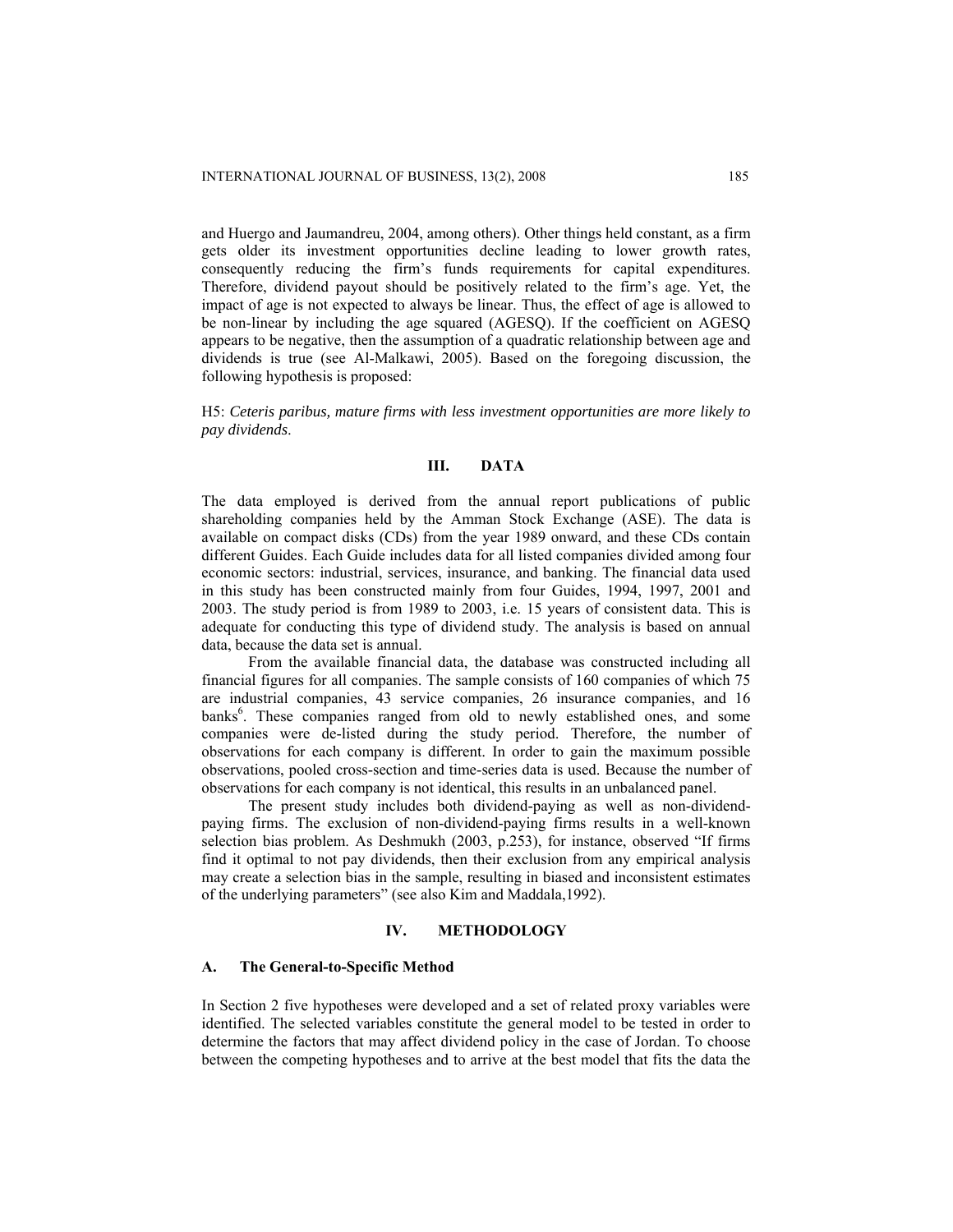and Huergo and Jaumandreu, 2004, among others). Other things held constant, as a firm gets older its investment opportunities decline leading to lower growth rates, consequently reducing the firm's funds requirements for capital expenditures. Therefore, dividend payout should be positively related to the firm's age. Yet, the impact of age is not expected to always be linear. Thus, the effect of age is allowed to be non-linear by including the age squared (AGESQ). If the coefficient on AGESQ appears to be negative, then the assumption of a quadratic relationship between age and dividends is true (see Al-Malkawi, 2005). Based on the foregoing discussion, the following hypothesis is proposed:

H5: *Ceteris paribus, mature firms with less investment opportunities are more likely to pay dividends.*

## III. DATA

The data employed is derived from the annual report publications of public shareholding companies held by the Amman Stock Exchange (ASE). The data is available on compact disks (CDs) from the year 1989 onward, and these CDs contain different Guides. Each Guide includes data for all listed companies divided among four economic sectors: industrial, services, insurance, and banking. The financial data used in this study has been constructed mainly from four Guides, 1994, 1997, 2001 and 2003. The study period is from 1989 to 2003, i.e. 15 years of consistent data. This is adequate for conducting this type of dividend study. The analysis is based on annual data, because the data set is annual.

From the available financial data, the database was constructed including all financial figures for all companies. The sample consists of 160 companies of which 75 are industrial companies, 43 service companies, 26 insurance companies, and 16 banks[6]. These companies ranged from old to newly established ones, and some companies were de-listed during the study period. Therefore, the number of observations for each company is different. In order to gain the maximum possible observations, pooled cross-section and time-series data is used. Because the number of observations for each company is not identical, this results in an unbalanced panel.

The present study includes both dividend-paying as well as non-dividend-paying firms. The exclusion of non-dividend-paying firms results in a well-known selection bias problem. As Deshmukh (2003, p.253), for instance, observed "If firms find it optimal to not pay dividends, then their exclusion from any empirical analysis may create a selection bias in the sample, resulting in biased and inconsistent estimates of the underlying parameters" (see also Kim and Maddala,1992).

## IV. METHODOLOGY

### A. The General-to-Specific Method

In Section 2 five hypotheses were developed and a set of related proxy variables were identified. The selected variables constitute the general model to be tested in order to determine the factors that may affect dividend policy in the case of Jordan. To choose between the competing hypotheses and to arrive at the best model that fits the data the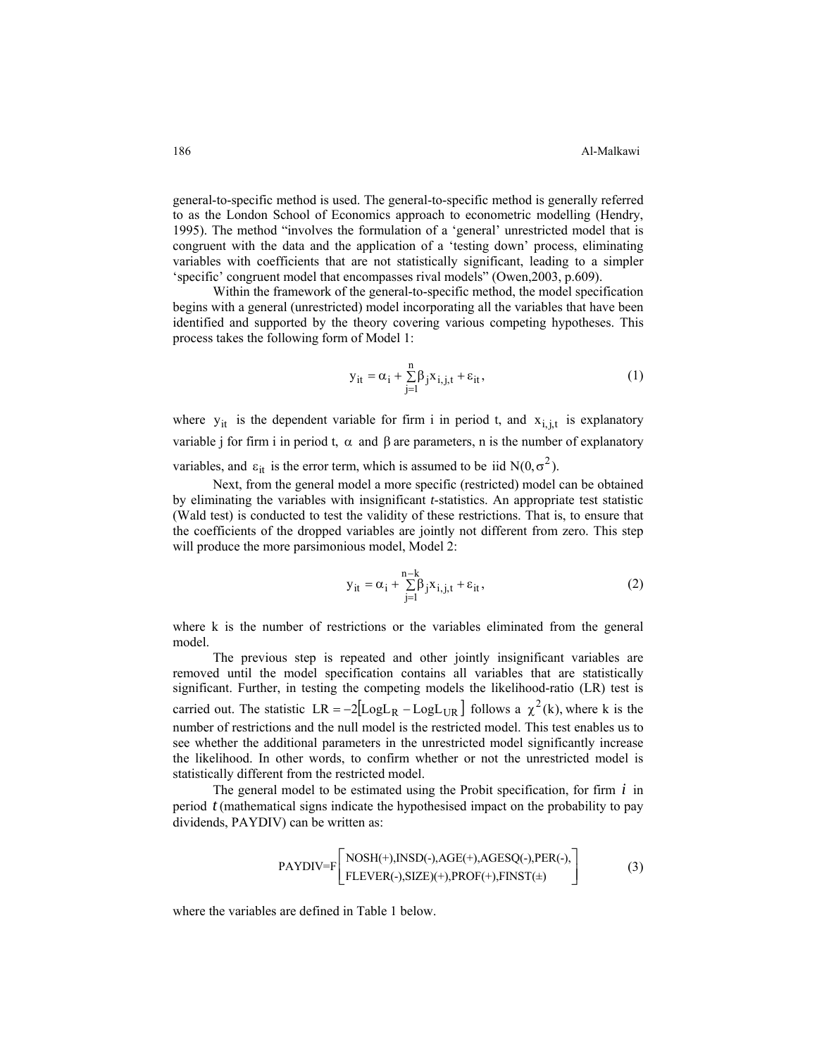general-to-specific method is used. The general-to-specific method is generally referred to as the London School of Economics approach to econometric modelling (Hendry, 1995). The method "involves the formulation of a 'general' unrestricted model that is congruent with the data and the application of a 'testing down' process, eliminating variables with coefficients that are not statistically significant, leading to a simpler 'specific' congruent model that encompasses rival models" (Owen,2003, p.609).

Within the framework of the general-to-specific method, the model specification begins with a general (unrestricted) model incorporating all the variables that have been identified and supported by the theory covering various competing hypotheses. This process takes the following form of Model 1:

$$y_{it} = \alpha_i + \sum_{j=1}^{n} \beta_j x_{i,j,t} + \varepsilon_{it}, \tag{1}$$

where $y_{it}$ is the dependent variable for firm i in period t, and $x_{i,j,t}$ is explanatory variable j for firm i in period t, $\alpha$ and $\beta$ are parameters, n is the number of explanatory variables, and $\varepsilon_{it}$ is the error term, which is assumed to be iid $N(0, \sigma^2)$.

Next, from the general model a more specific (restricted) model can be obtained by eliminating the variables with insignificant *t*-statistics. An appropriate test statistic (Wald test) is conducted to test the validity of these restrictions. That is, to ensure that the coefficients of the dropped variables are jointly not different from zero. This step will produce the more parsimonious model, Model 2:

$$y_{it} = \alpha_i + \sum_{j=1}^{n-k} \beta_j x_{i,j,t} + \varepsilon_{it}, \tag{2}$$

where k is the number of restrictions or the variables eliminated from the general model.

The previous step is repeated and other jointly insignificant variables are removed until the model specification contains all variables that are statistically significant. Further, in testing the competing models the likelihood-ratio (LR) test is carried out. The statistic $LR = -2[\text{LogL}_R - \text{LogL}_{UR}]$ follows a $\chi^2(k)$, where k is the number of restrictions and the null model is the restricted model. This test enables us to see whether the additional parameters in the unrestricted model significantly increase the likelihood. In other words, to confirm whether or not the unrestricted model is statistically different from the restricted model.

The general model to be estimated using the Probit specification, for firm $i$ in period $t$ (mathematical signs indicate the hypothesised impact on the probability to pay dividends, PAYDIV) can be written as:

$$\text{PAYDIV=F}\begin{bmatrix} \text{NOSH(+),INSD(-),AGE(+),AGESQ(-),PER(-),} \\ \text{FLEVER(-),SIZE)(+),PROF(+),FINST(}\pm\text{)} \end{bmatrix} \tag{3}$$

where the variables are defined in Table 1 below.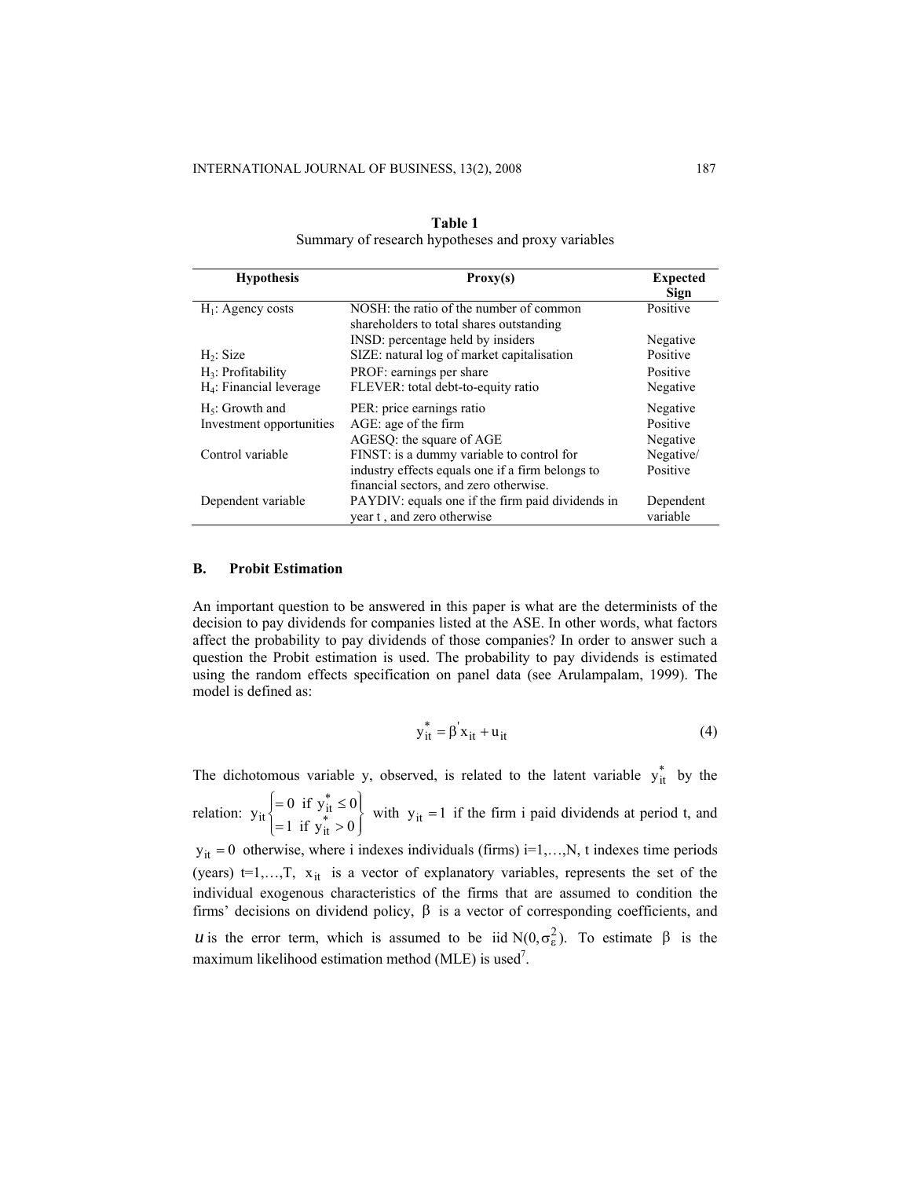**Table 1**
Summary of research hypotheses and proxy variables

| Hypothesis | Proxy(s) | Expected Sign |
| --- | --- | --- |
| $H_1$: Agency costs | NOSH: the ratio of the number of common shareholders to total shares outstanding | Positive |
| | INSD: percentage held by insiders | Negative |
| $H_2$: Size | SIZE: natural log of market capitalisation | Positive |
| $H_3$: Profitability | PROF: earnings per share | Positive |
| $H_4$: Financial leverage | FLEVER: total debt-to-equity ratio | Negative |
| $H_5$: Growth and Investment opportunities | PER: price earnings ratio | Negative |
| | AGE: age of the firm | Positive |
| | AGESQ: the square of AGE | Negative |
| Control variable | FINST: is a dummy variable to control for industry effects equals one if a firm belongs to financial sectors, and zero otherwise. | Negative/ Positive |
| Dependent variable | PAYDIV: equals one if the firm paid dividends in year t , and zero otherwise | Dependent variable |

### B. Probit Estimation

An important question to be answered in this paper is what are the determinists of the decision to pay dividends for companies listed at the ASE. In other words, what factors affect the probability to pay dividends of those companies? In order to answer such a question the Probit estimation is used. The probability to pay dividends is estimated using the random effects specification on panel data (see Arulampalam, 1999). The model is defined as:

$$y_{it}^{*} = \beta' x_{it} + u_{it} \tag{4}$$

The dichotomous variable y, observed, is related to the latent variable $y_{it}^{*}$ by the relation: $y_{it}\begin{cases} = 0 & \text{if } y_{it}^{*} \leq 0 \\ = 1 & \text{if } y_{it}^{*} > 0 \end{cases}$ with $y_{it} = 1$ if the firm i paid dividends at period t, and $y_{it} = 0$ otherwise, where i indexes individuals (firms) i=1,…,N, t indexes time periods (years) t=1,…,T, $x_{it}$ is a vector of explanatory variables, represents the set of the individual exogenous characteristics of the firms that are assumed to condition the firms' decisions on dividend policy, $\beta$ is a vector of corresponding coefficients, and $u$ is the error term, which is assumed to be iid $N(0, \sigma_{\varepsilon}^{2})$. To estimate $\beta$ is the maximum likelihood estimation method (MLE) is used[7].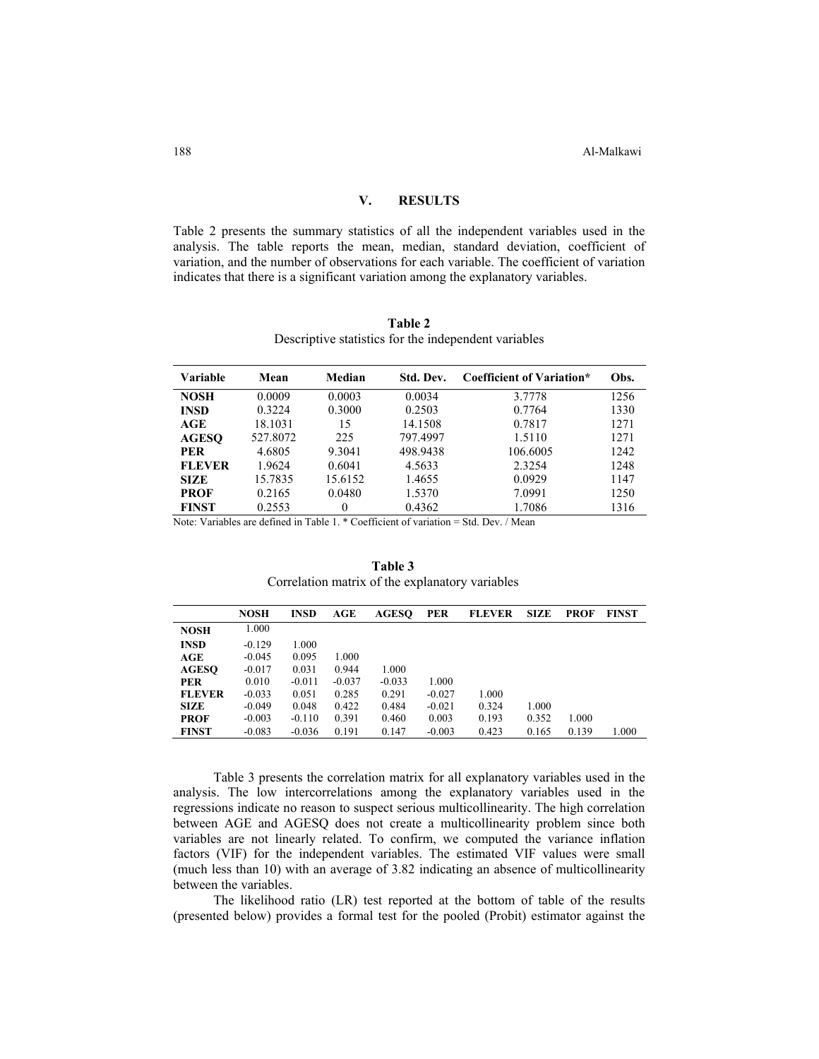## V. RESULTS

Table 2 presents the summary statistics of all the independent variables used in the analysis. The table reports the mean, median, standard deviation, coefficient of variation, and the number of observations for each variable. The coefficient of variation indicates that there is a significant variation among the explanatory variables.

**Table 2**
Descriptive statistics for the independent variables

| Variable | Mean | Median | Std. Dev. | Coefficient of Variation* | Obs. |
|---|---|---|---|---|---|
| **NOSH** | 0.0009 | 0.0003 | 0.0034 | 3.7778 | 1256 |
| **INSD** | 0.3224 | 0.3000 | 0.2503 | 0.7764 | 1330 |
| **AGE** | 18.1031 | 15 | 14.1508 | 0.7817 | 1271 |
| **AGESQ** | 527.8072 | 225 | 797.4997 | 1.5110 | 1271 |
| **PER** | 4.6805 | 9.3041 | 498.9438 | 106.6005 | 1242 |
| **FLEVER** | 1.9624 | 0.6041 | 4.5633 | 2.3254 | 1248 |
| **SIZE** | 15.7835 | 15.6152 | 1.4655 | 0.0929 | 1147 |
| **PROF** | 0.2165 | 0.0480 | 1.5370 | 7.0991 | 1250 |
| **FINST** | 0.2553 | 0 | 0.4362 | 1.7086 | 1316 |

Note: Variables are defined in Table 1. * Coefficient of variation = Std. Dev. / Mean

**Table 3**
Correlation matrix of the explanatory variables

| | NOSH | INSD | AGE | AGESQ | PER | FLEVER | SIZE | PROF | FINST |
|---|---|---|---|---|---|---|---|---|---|
| **NOSH** | 1.000 | | | | | | | | |
| **INSD** | -0.129 | 1.000 | | | | | | | |
| **AGE** | -0.045 | 0.095 | 1.000 | | | | | | |
| **AGESQ** | -0.017 | 0.031 | 0.944 | 1.000 | | | | | |
| **PER** | 0.010 | -0.011 | -0.037 | -0.033 | 1.000 | | | | |
| **FLEVER** | -0.033 | 0.051 | 0.285 | 0.291 | -0.027 | 1.000 | | | |
| **SIZE** | -0.049 | 0.048 | 0.422 | 0.484 | -0.021 | 0.324 | 1.000 | | |
| **PROF** | -0.003 | -0.110 | 0.391 | 0.460 | 0.003 | 0.193 | 0.352 | 1.000 | |
| **FINST** | -0.083 | -0.036 | 0.191 | 0.147 | -0.003 | 0.423 | 0.165 | 0.139 | 1.000 |

Table 3 presents the correlation matrix for all explanatory variables used in the analysis. The low intercorrelations among the explanatory variables used in the regressions indicate no reason to suspect serious multicollinearity. The high correlation between AGE and AGESQ does not create a multicollinearity problem since both variables are not linearly related. To confirm, we computed the variance inflation factors (VIF) for the independent variables. The estimated VIF values were small (much less than 10) with an average of 3.82 indicating an absence of multicollinearity between the variables.

The likelihood ratio (LR) test reported at the bottom of table of the results (presented below) provides a formal test for the pooled (Probit) estimator against the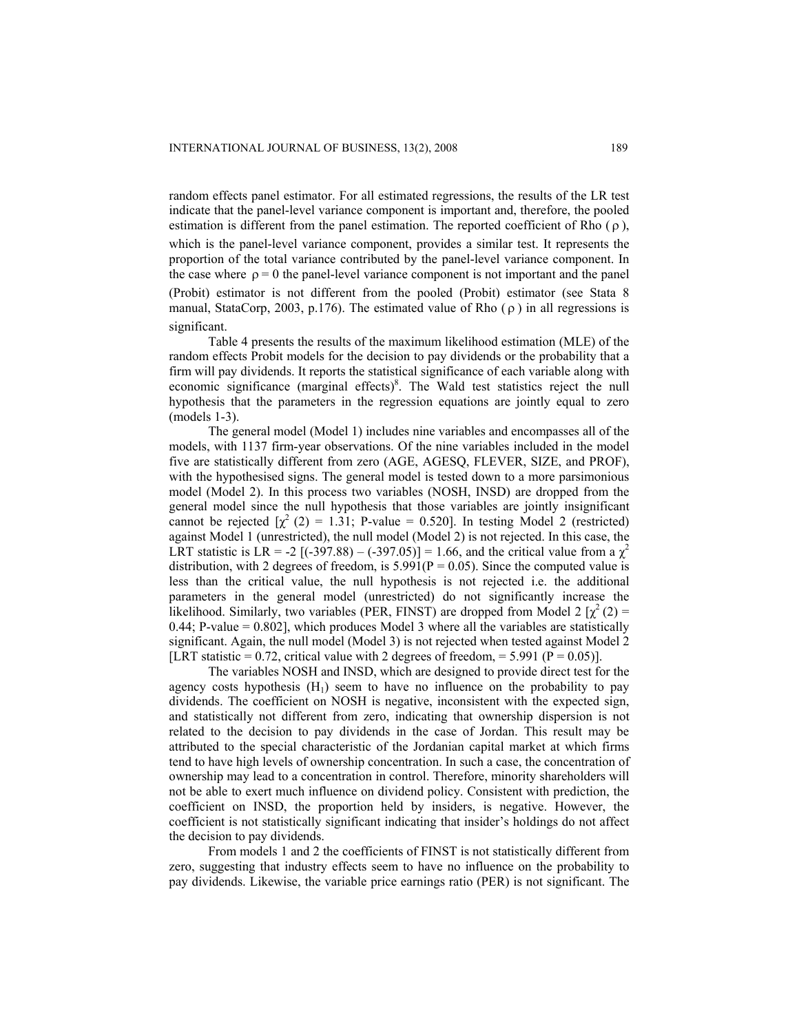random effects panel estimator. For all estimated regressions, the results of the LR test indicate that the panel-level variance component is important and, therefore, the pooled estimation is different from the panel estimation. The reported coefficient of Rho ($\rho$), which is the panel-level variance component, provides a similar test. It represents the proportion of the total variance contributed by the panel-level variance component. In the case where $\rho = 0$ the panel-level variance component is not important and the panel (Probit) estimator is not different from the pooled (Probit) estimator (see Stata 8 manual, StataCorp, 2003, p.176). The estimated value of Rho ($\rho$) in all regressions is significant.

Table 4 presents the results of the maximum likelihood estimation (MLE) of the random effects Probit models for the decision to pay dividends or the probability that a firm will pay dividends. It reports the statistical significance of each variable along with economic significance (marginal effects)[8]. The Wald test statistics reject the null hypothesis that the parameters in the regression equations are jointly equal to zero (models 1-3).

The general model (Model 1) includes nine variables and encompasses all of the models, with 1137 firm-year observations. Of the nine variables included in the model five are statistically different from zero (AGE, AGESQ, FLEVER, SIZE, and PROF), with the hypothesised signs. The general model is tested down to a more parsimonious model (Model 2). In this process two variables (NOSH, INSD) are dropped from the general model since the null hypothesis that those variables are jointly insignificant cannot be rejected [$\chi^2$ (2) = 1.31; P-value = 0.520]. In testing Model 2 (restricted) against Model 1 (unrestricted), the null model (Model 2) is not rejected. In this case, the LRT statistic is LR = -2 [(-397.88) – (-397.05)] = 1.66, and the critical value from a $\chi^2$ distribution, with 2 degrees of freedom, is 5.991(P = 0.05). Since the computed value is less than the critical value, the null hypothesis is not rejected i.e. the additional parameters in the general model (unrestricted) do not significantly increase the likelihood. Similarly, two variables (PER, FINST) are dropped from Model 2 [$\chi^2$ (2) = 0.44; P-value = 0.802], which produces Model 3 where all the variables are statistically significant. Again, the null model (Model 3) is not rejected when tested against Model 2 [LRT statistic = 0.72, critical value with 2 degrees of freedom, = 5.991 (P = 0.05)].

The variables NOSH and INSD, which are designed to provide direct test for the agency costs hypothesis ($H_1$) seem to have no influence on the probability to pay dividends. The coefficient on NOSH is negative, inconsistent with the expected sign, and statistically not different from zero, indicating that ownership dispersion is not related to the decision to pay dividends in the case of Jordan. This result may be attributed to the special characteristic of the Jordanian capital market at which firms tend to have high levels of ownership concentration. In such a case, the concentration of ownership may lead to a concentration in control. Therefore, minority shareholders will not be able to exert much influence on dividend policy. Consistent with prediction, the coefficient on INSD, the proportion held by insiders, is negative. However, the coefficient is not statistically significant indicating that insider's holdings do not affect the decision to pay dividends.

From models 1 and 2 the coefficients of FINST is not statistically different from zero, suggesting that industry effects seem to have no influence on the probability to pay dividends. Likewise, the variable price earnings ratio (PER) is not significant. The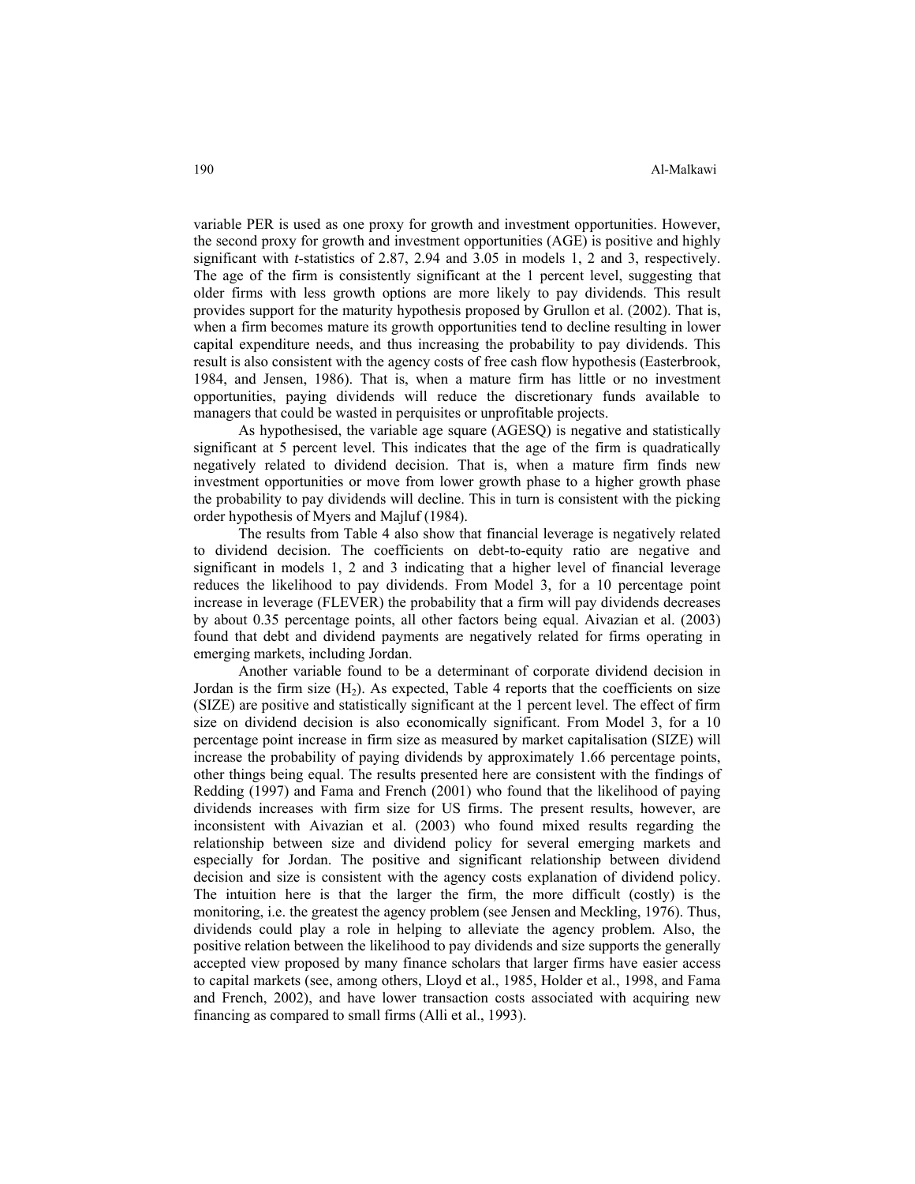variable PER is used as one proxy for growth and investment opportunities. However, the second proxy for growth and investment opportunities (AGE) is positive and highly significant with *t*-statistics of 2.87, 2.94 and 3.05 in models 1, 2 and 3, respectively. The age of the firm is consistently significant at the 1 percent level, suggesting that older firms with less growth options are more likely to pay dividends. This result provides support for the maturity hypothesis proposed by Grullon et al. (2002). That is, when a firm becomes mature its growth opportunities tend to decline resulting in lower capital expenditure needs, and thus increasing the probability to pay dividends. This result is also consistent with the agency costs of free cash flow hypothesis (Easterbrook, 1984, and Jensen, 1986). That is, when a mature firm has little or no investment opportunities, paying dividends will reduce the discretionary funds available to managers that could be wasted in perquisites or unprofitable projects.

As hypothesised, the variable age square (AGESQ) is negative and statistically significant at 5 percent level. This indicates that the age of the firm is quadratically negatively related to dividend decision. That is, when a mature firm finds new investment opportunities or move from lower growth phase to a higher growth phase the probability to pay dividends will decline. This in turn is consistent with the picking order hypothesis of Myers and Majluf (1984).

The results from Table 4 also show that financial leverage is negatively related to dividend decision. The coefficients on debt-to-equity ratio are negative and significant in models 1, 2 and 3 indicating that a higher level of financial leverage reduces the likelihood to pay dividends. From Model 3, for a 10 percentage point increase in leverage (FLEVER) the probability that a firm will pay dividends decreases by about 0.35 percentage points, all other factors being equal. Aivazian et al. (2003) found that debt and dividend payments are negatively related for firms operating in emerging markets, including Jordan.

Another variable found to be a determinant of corporate dividend decision in Jordan is the firm size ($H_2$). As expected, Table 4 reports that the coefficients on size (SIZE) are positive and statistically significant at the 1 percent level. The effect of firm size on dividend decision is also economically significant. From Model 3, for a 10 percentage point increase in firm size as measured by market capitalisation (SIZE) will increase the probability of paying dividends by approximately 1.66 percentage points, other things being equal. The results presented here are consistent with the findings of Redding (1997) and Fama and French (2001) who found that the likelihood of paying dividends increases with firm size for US firms. The present results, however, are inconsistent with Aivazian et al. (2003) who found mixed results regarding the relationship between size and dividend policy for several emerging markets and especially for Jordan. The positive and significant relationship between dividend decision and size is consistent with the agency costs explanation of dividend policy. The intuition here is that the larger the firm, the more difficult (costly) is the monitoring, i.e. the greatest the agency problem (see Jensen and Meckling, 1976). Thus, dividends could play a role in helping to alleviate the agency problem. Also, the positive relation between the likelihood to pay dividends and size supports the generally accepted view proposed by many finance scholars that larger firms have easier access to capital markets (see, among others, Lloyd et al., 1985, Holder et al., 1998, and Fama and French, 2002), and have lower transaction costs associated with acquiring new financing as compared to small firms (Alli et al., 1993).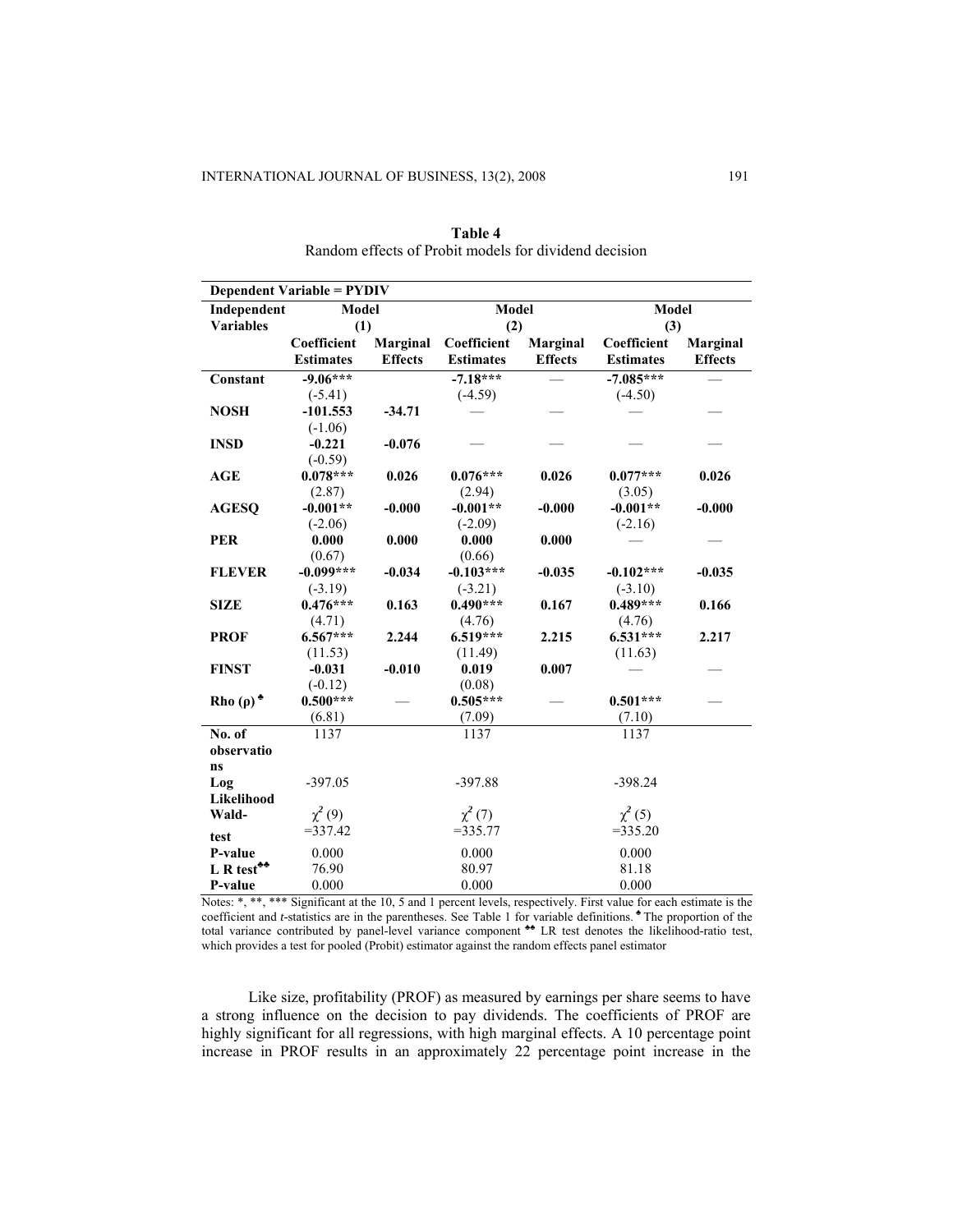**Table 4**
Random effects of Probit models for dividend decision

| Dependent Variable = PYDIV | | | | | | |
|---|---|---|---|---|---|---|
| **Independent Variables** | **Model (1)** | | **Model (2)** | | **Model (3)** | |
| | **Coefficient Estimates** | **Marginal Effects** | **Coefficient Estimates** | **Marginal Effects** | **Coefficient Estimates** | **Marginal Effects** |
| **Constant** | **-9.06***<br>(-5.41) | | **-7.18***<br>(-4.59) | — | **-7.085***<br>(-4.50) | — |
| **NOSH** | **-101.553**<br>(-1.06) | **-34.71** | — | — | — | — |
| **INSD** | **-0.221**<br>(-0.59) | **-0.076** | — | — | — | — |
| **AGE** | **0.078***<br>(2.87) | **0.026** | **0.076***<br>(2.94) | **0.026** | **0.077***<br>(3.05) | **0.026** |
| **AGESQ** | **-0.001****<br>(-2.06) | **-0.000** | **-0.001****<br>(-2.09) | **-0.000** | **-0.001****<br>(-2.16) | **-0.000** |
| **PER** | **0.000**<br>(0.67) | **0.000** | **0.000**<br>(0.66) | **0.000** | — | — |
| **FLEVER** | **-0.099***<br>(-3.19) | **-0.034** | **-0.103***<br>(-3.21) | **-0.035** | **-0.102***<br>(-3.10) | **-0.035** |
| **SIZE** | **0.476***<br>(4.71) | **0.163** | **0.490***<br>(4.76) | **0.167** | **0.489***<br>(4.76) | **0.166** |
| **PROF** | **6.567***<br>(11.53) | **2.244** | **6.519***<br>(11.49) | **2.215** | **6.531***<br>(11.63) | **2.217** |
| **FINST** | **-0.031**<br>(-0.12) | **-0.010** | **0.019**<br>(0.08) | **0.007** | — | — |
| **Rho (ρ)** ♣ | **0.500***<br>(6.81) | — | **0.505***<br>(7.09) | — | **0.501***<br>(7.10) | — |
| **No. of observations** | 1137 | | 1137 | | 1137 | |
| **Log Likelihood** | -397.05 | | -397.88 | | -398.24 | |
| **Wald-test** | $\chi^2(9)$ =337.42 | | $\chi^2(7)$ =335.77 | | $\chi^2(5)$ =335.20 | |
| **P-value** | 0.000 | | 0.000 | | 0.000 | |
| **L R test**♣♣ | 76.90 | | 80.97 | | 81.18 | |
| **P-value** | 0.000 | | 0.000 | | 0.000 | |

Notes: *, **, *** Significant at the 10, 5 and 1 percent levels, respectively. First value for each estimate is the coefficient and *t*-statistics are in the parentheses. See Table 1 for variable definitions. ♣ The proportion of the total variance contributed by panel-level variance component ♣♣ LR test denotes the likelihood-ratio test, which provides a test for pooled (Probit) estimator against the random effects panel estimator

Like size, profitability (PROF) as measured by earnings per share seems to have a strong influence on the decision to pay dividends. The coefficients of PROF are highly significant for all regressions, with high marginal effects. A 10 percentage point increase in PROF results in an approximately 22 percentage point increase in the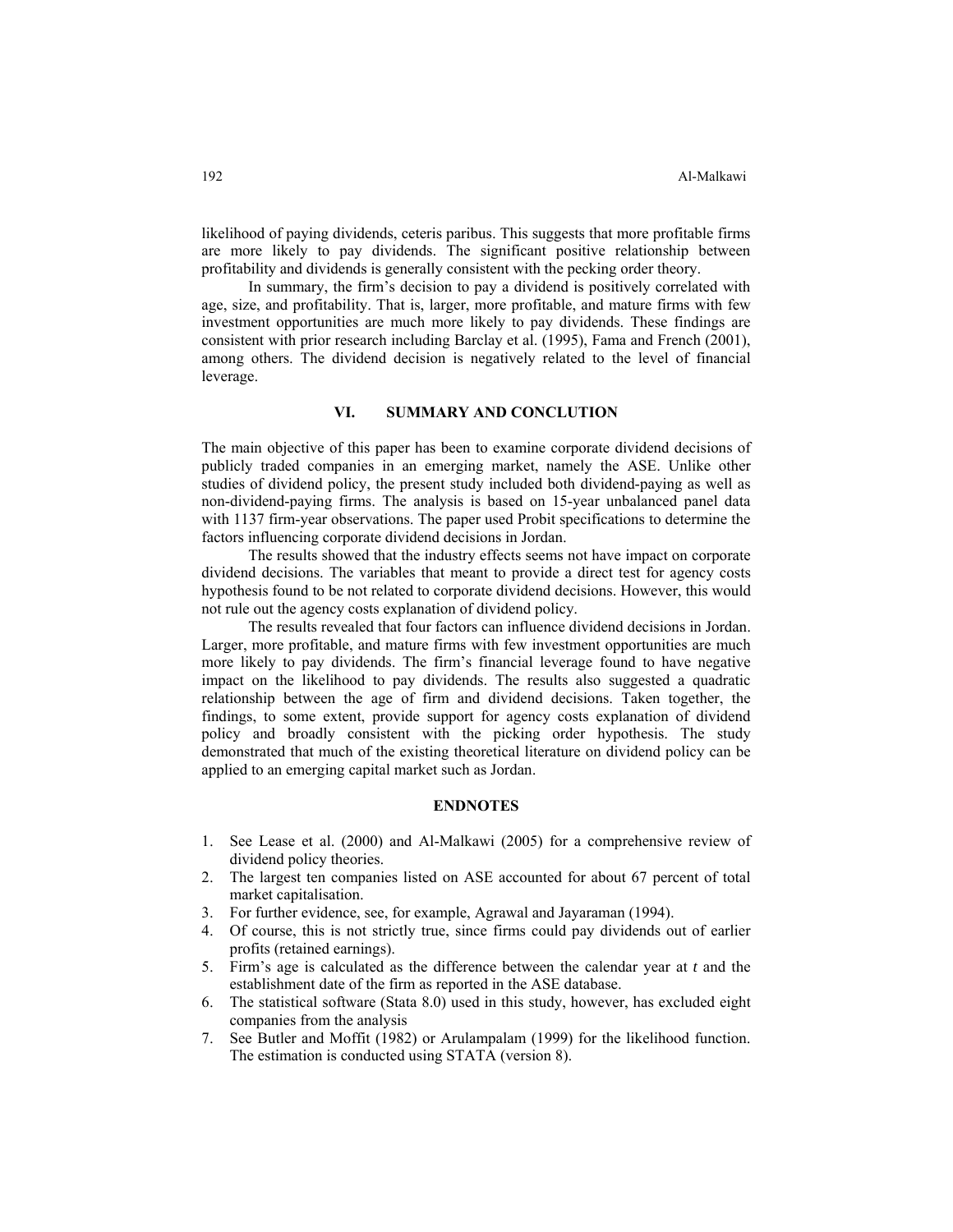likelihood of paying dividends, ceteris paribus. This suggests that more profitable firms are more likely to pay dividends. The significant positive relationship between profitability and dividends is generally consistent with the pecking order theory.

In summary, the firm's decision to pay a dividend is positively correlated with age, size, and profitability. That is, larger, more profitable, and mature firms with few investment opportunities are much more likely to pay dividends. These findings are consistent with prior research including Barclay et al. (1995), Fama and French (2001), among others. The dividend decision is negatively related to the level of financial leverage.

## VI. SUMMARY AND CONCLUTION

The main objective of this paper has been to examine corporate dividend decisions of publicly traded companies in an emerging market, namely the ASE. Unlike other studies of dividend policy, the present study included both dividend-paying as well as non-dividend-paying firms. The analysis is based on 15-year unbalanced panel data with 1137 firm-year observations. The paper used Probit specifications to determine the factors influencing corporate dividend decisions in Jordan.

The results showed that the industry effects seems not have impact on corporate dividend decisions. The variables that meant to provide a direct test for agency costs hypothesis found to be not related to corporate dividend decisions. However, this would not rule out the agency costs explanation of dividend policy.

The results revealed that four factors can influence dividend decisions in Jordan. Larger, more profitable, and mature firms with few investment opportunities are much more likely to pay dividends. The firm's financial leverage found to have negative impact on the likelihood to pay dividends. The results also suggested a quadratic relationship between the age of firm and dividend decisions. Taken together, the findings, to some extent, provide support for agency costs explanation of dividend policy and broadly consistent with the picking order hypothesis. The study demonstrated that much of the existing theoretical literature on dividend policy can be applied to an emerging capital market such as Jordan.

## ENDNOTES

1. See Lease et al. (2000) and Al-Malkawi (2005) for a comprehensive review of dividend policy theories.
2. The largest ten companies listed on ASE accounted for about 67 percent of total market capitalisation.
3. For further evidence, see, for example, Agrawal and Jayaraman (1994).
4. Of course, this is not strictly true, since firms could pay dividends out of earlier profits (retained earnings).
5. Firm's age is calculated as the difference between the calendar year at *t* and the establishment date of the firm as reported in the ASE database.
6. The statistical software (Stata 8.0) used in this study, however, has excluded eight companies from the analysis
7. See Butler and Moffit (1982) or Arulampalam (1999) for the likelihood function. The estimation is conducted using STATA (version 8).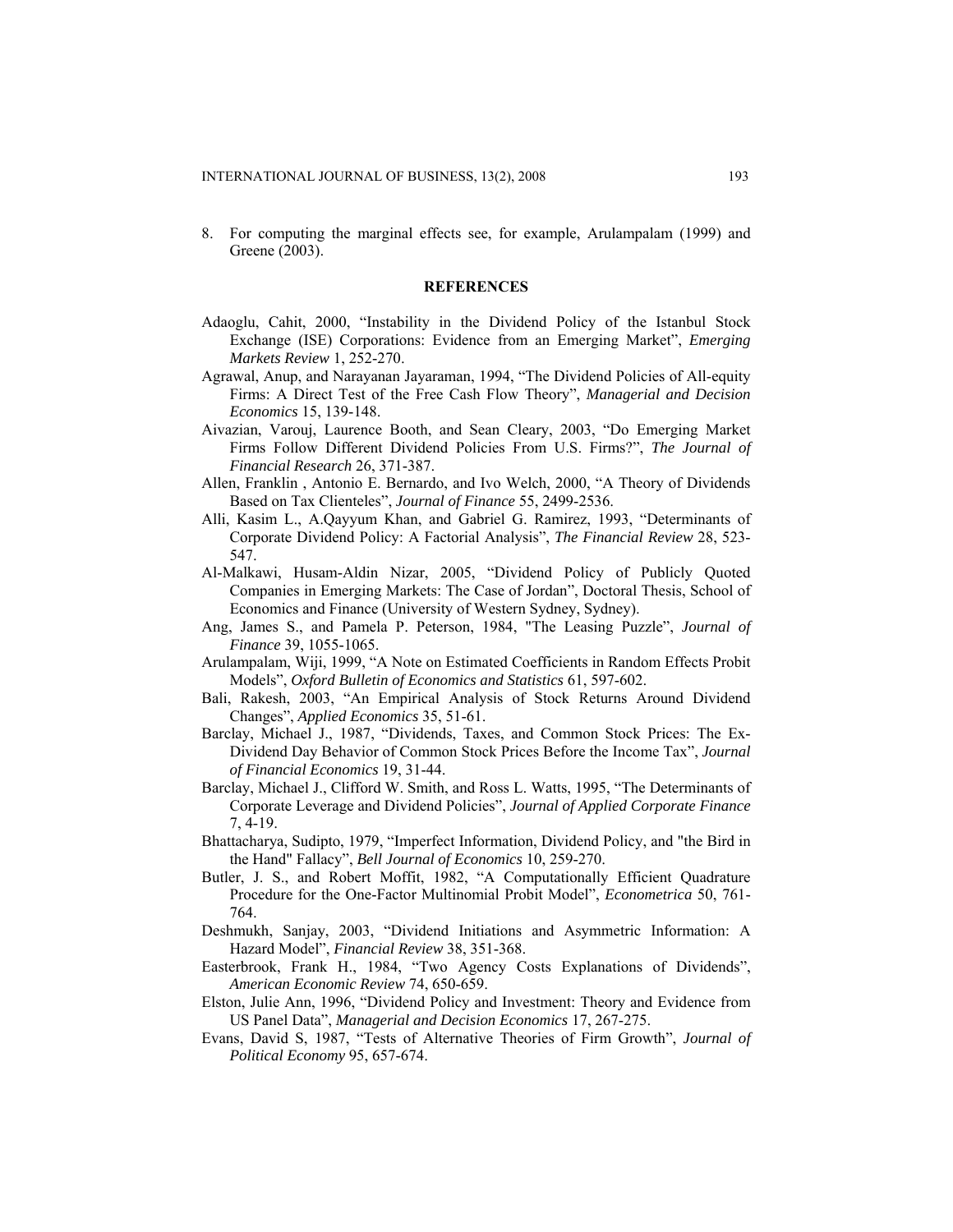8. For computing the marginal effects see, for example, Arulampalam (1999) and Greene (2003).

## REFERENCES

Adaoglu, Cahit, 2000, "Instability in the Dividend Policy of the Istanbul Stock Exchange (ISE) Corporations: Evidence from an Emerging Market", *Emerging Markets Review* 1, 252-270.

Agrawal, Anup, and Narayanan Jayaraman, 1994, "The Dividend Policies of All-equity Firms: A Direct Test of the Free Cash Flow Theory", *Managerial and Decision Economics* 15, 139-148.

Aivazian, Varouj, Laurence Booth, and Sean Cleary, 2003, "Do Emerging Market Firms Follow Different Dividend Policies From U.S. Firms?", *The Journal of Financial Research* 26, 371-387.

Allen, Franklin , Antonio E. Bernardo, and Ivo Welch, 2000, "A Theory of Dividends Based on Tax Clienteles", *Journal of Finance* 55, 2499-2536.

Alli, Kasim L., A.Qayyum Khan, and Gabriel G. Ramirez, 1993, "Determinants of Corporate Dividend Policy: A Factorial Analysis", *The Financial Review* 28, 523-547.

Al-Malkawi, Husam-Aldin Nizar, 2005, "Dividend Policy of Publicly Quoted Companies in Emerging Markets: The Case of Jordan", Doctoral Thesis, School of Economics and Finance (University of Western Sydney, Sydney).

Ang, James S., and Pamela P. Peterson, 1984, "The Leasing Puzzle", *Journal of Finance* 39, 1055-1065.

Arulampalam, Wiji, 1999, "A Note on Estimated Coefficients in Random Effects Probit Models", *Oxford Bulletin of Economics and Statistics* 61, 597-602.

Bali, Rakesh, 2003, "An Empirical Analysis of Stock Returns Around Dividend Changes", *Applied Economics* 35, 51-61.

Barclay, Michael J., 1987, "Dividends, Taxes, and Common Stock Prices: The Ex-Dividend Day Behavior of Common Stock Prices Before the Income Tax", *Journal of Financial Economics* 19, 31-44.

Barclay, Michael J., Clifford W. Smith, and Ross L. Watts, 1995, "The Determinants of Corporate Leverage and Dividend Policies", *Journal of Applied Corporate Finance* 7, 4-19.

Bhattacharya, Sudipto, 1979, "Imperfect Information, Dividend Policy, and "the Bird in the Hand" Fallacy", *Bell Journal of Economics* 10, 259-270.

Butler, J. S., and Robert Moffit, 1982, "A Computationally Efficient Quadrature Procedure for the One-Factor Multinomial Probit Model", *Econometrica* 50, 761-764.

Deshmukh, Sanjay, 2003, "Dividend Initiations and Asymmetric Information: A Hazard Model", *Financial Review* 38, 351-368.

Easterbrook, Frank H., 1984, "Two Agency Costs Explanations of Dividends", *American Economic Review* 74, 650-659.

Elston, Julie Ann, 1996, "Dividend Policy and Investment: Theory and Evidence from US Panel Data", *Managerial and Decision Economics* 17, 267-275.

Evans, David S, 1987, "Tests of Alternative Theories of Firm Growth", *Journal of Political Economy* 95, 657-674.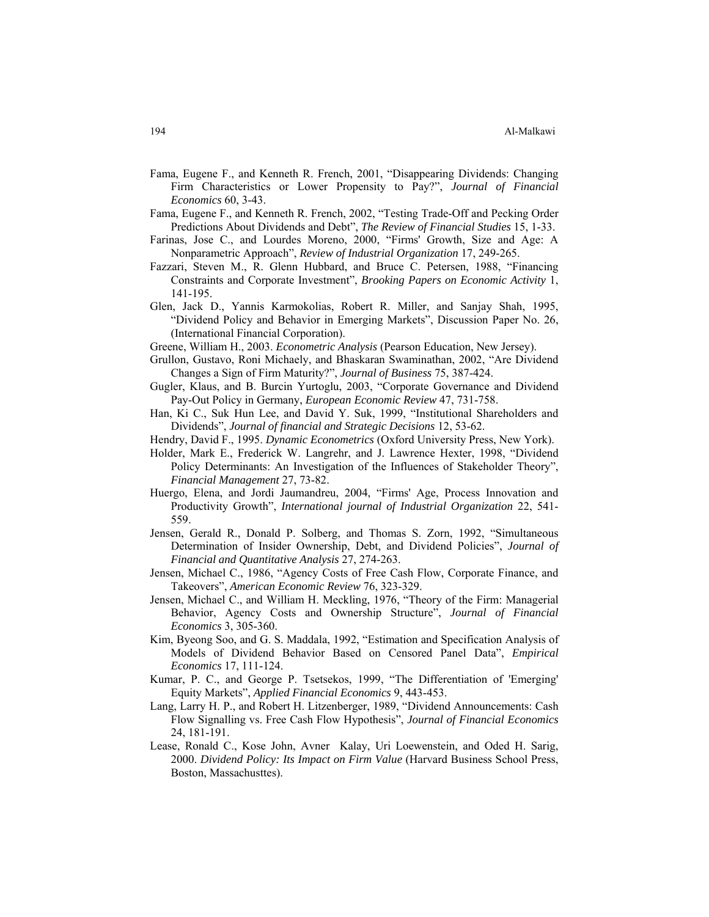Fama, Eugene F., and Kenneth R. French, 2001, "Disappearing Dividends: Changing Firm Characteristics or Lower Propensity to Pay?", *Journal of Financial Economics* 60, 3-43.

Fama, Eugene F., and Kenneth R. French, 2002, "Testing Trade-Off and Pecking Order Predictions About Dividends and Debt", *The Review of Financial Studies* 15, 1-33.

Farinas, Jose C., and Lourdes Moreno, 2000, "Firms' Growth, Size and Age: A Nonparametric Approach", *Review of Industrial Organization* 17, 249-265.

Fazzari, Steven M., R. Glenn Hubbard, and Bruce C. Petersen, 1988, "Financing Constraints and Corporate Investment", *Brooking Papers on Economic Activity* 1, 141-195.

Glen, Jack D., Yannis Karmokolias, Robert R. Miller, and Sanjay Shah, 1995, "Dividend Policy and Behavior in Emerging Markets", Discussion Paper No. 26, (International Financial Corporation).

Greene, William H., 2003. *Econometric Analysis* (Pearson Education, New Jersey).

Grullon, Gustavo, Roni Michaely, and Bhaskaran Swaminathan, 2002, "Are Dividend Changes a Sign of Firm Maturity?", *Journal of Business* 75, 387-424.

Gugler, Klaus, and B. Burcin Yurtoglu, 2003, "Corporate Governance and Dividend Pay-Out Policy in Germany, *European Economic Review* 47, 731-758.

Han, Ki C., Suk Hun Lee, and David Y. Suk, 1999, "Institutional Shareholders and Dividends", *Journal of financial and Strategic Decisions* 12, 53-62.

Hendry, David F., 1995. *Dynamic Econometrics* (Oxford University Press, New York).

Holder, Mark E., Frederick W. Langrehr, and J. Lawrence Hexter, 1998, "Dividend Policy Determinants: An Investigation of the Influences of Stakeholder Theory", *Financial Management* 27, 73-82.

Huergo, Elena, and Jordi Jaumandreu, 2004, "Firms' Age, Process Innovation and Productivity Growth", *International journal of Industrial Organization* 22, 541-559.

Jensen, Gerald R., Donald P. Solberg, and Thomas S. Zorn, 1992, "Simultaneous Determination of Insider Ownership, Debt, and Dividend Policies", *Journal of Financial and Quantitative Analysis* 27, 274-263.

Jensen, Michael C., 1986, "Agency Costs of Free Cash Flow, Corporate Finance, and Takeovers", *American Economic Review* 76, 323-329.

Jensen, Michael C., and William H. Meckling, 1976, "Theory of the Firm: Managerial Behavior, Agency Costs and Ownership Structure", *Journal of Financial Economics* 3, 305-360.

Kim, Byeong Soo, and G. S. Maddala, 1992, "Estimation and Specification Analysis of Models of Dividend Behavior Based on Censored Panel Data", *Empirical Economics* 17, 111-124.

Kumar, P. C., and George P. Tsetsekos, 1999, "The Differentiation of 'Emerging' Equity Markets", *Applied Financial Economics* 9, 443-453.

Lang, Larry H. P., and Robert H. Litzenberger, 1989, "Dividend Announcements: Cash Flow Signalling vs. Free Cash Flow Hypothesis", *Journal of Financial Economics* 24, 181-191.

Lease, Ronald C., Kose John, Avner Kalay, Uri Loewenstein, and Oded H. Sarig, 2000. *Dividend Policy: Its Impact on Firm Value* (Harvard Business School Press, Boston, Massachusttes).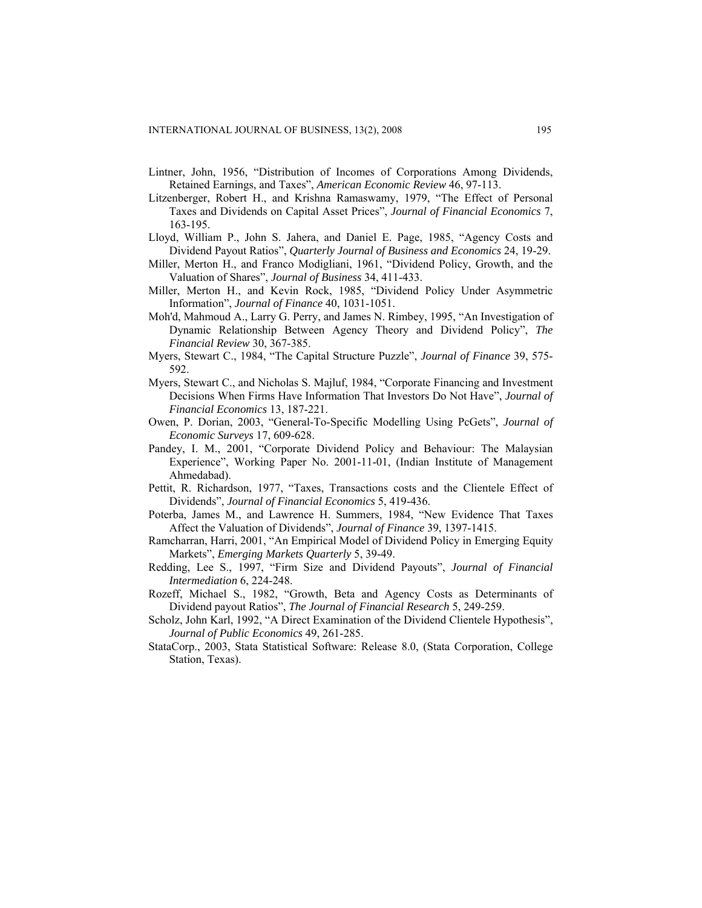Lintner, John, 1956, "Distribution of Incomes of Corporations Among Dividends, Retained Earnings, and Taxes", *American Economic Review* 46, 97-113.

Litzenberger, Robert H., and Krishna Ramaswamy, 1979, "The Effect of Personal Taxes and Dividends on Capital Asset Prices", *Journal of Financial Economics* 7, 163-195.

Lloyd, William P., John S. Jahera, and Daniel E. Page, 1985, "Agency Costs and Dividend Payout Ratios", *Quarterly Journal of Business and Economics* 24, 19-29.

Miller, Merton H., and Franco Modigliani, 1961, "Dividend Policy, Growth, and the Valuation of Shares", *Journal of Business* 34, 411-433.

Miller, Merton H., and Kevin Rock, 1985, "Dividend Policy Under Asymmetric Information", *Journal of Finance* 40, 1031-1051.

Moh'd, Mahmoud A., Larry G. Perry, and James N. Rimbey, 1995, "An Investigation of Dynamic Relationship Between Agency Theory and Dividend Policy", *The Financial Review* 30, 367-385.

Myers, Stewart C., 1984, "The Capital Structure Puzzle", *Journal of Finance* 39, 575-592.

Myers, Stewart C., and Nicholas S. Majluf, 1984, "Corporate Financing and Investment Decisions When Firms Have Information That Investors Do Not Have", *Journal of Financial Economics* 13, 187-221.

Owen, P. Dorian, 2003, "General-To-Specific Modelling Using PcGets", *Journal of Economic Surveys* 17, 609-628.

Pandey, I. M., 2001, "Corporate Dividend Policy and Behaviour: The Malaysian Experience", Working Paper No. 2001-11-01, (Indian Institute of Management Ahmedabad).

Pettit, R. Richardson, 1977, "Taxes, Transactions costs and the Clientele Effect of Dividends", *Journal of Financial Economics* 5, 419-436.

Poterba, James M., and Lawrence H. Summers, 1984, "New Evidence That Taxes Affect the Valuation of Dividends", *Journal of Finance* 39, 1397-1415.

Ramcharran, Harri, 2001, "An Empirical Model of Dividend Policy in Emerging Equity Markets", *Emerging Markets Quarterly* 5, 39-49.

Redding, Lee S., 1997, "Firm Size and Dividend Payouts", *Journal of Financial Intermediation* 6, 224-248.

Rozeff, Michael S., 1982, "Growth, Beta and Agency Costs as Determinants of Dividend payout Ratios", *The Journal of Financial Research* 5, 249-259.

Scholz, John Karl, 1992, "A Direct Examination of the Dividend Clientele Hypothesis", *Journal of Public Economics* 49, 261-285.

StataCorp., 2003, Stata Statistical Software: Release 8.0, (Stata Corporation, College Station, Texas).